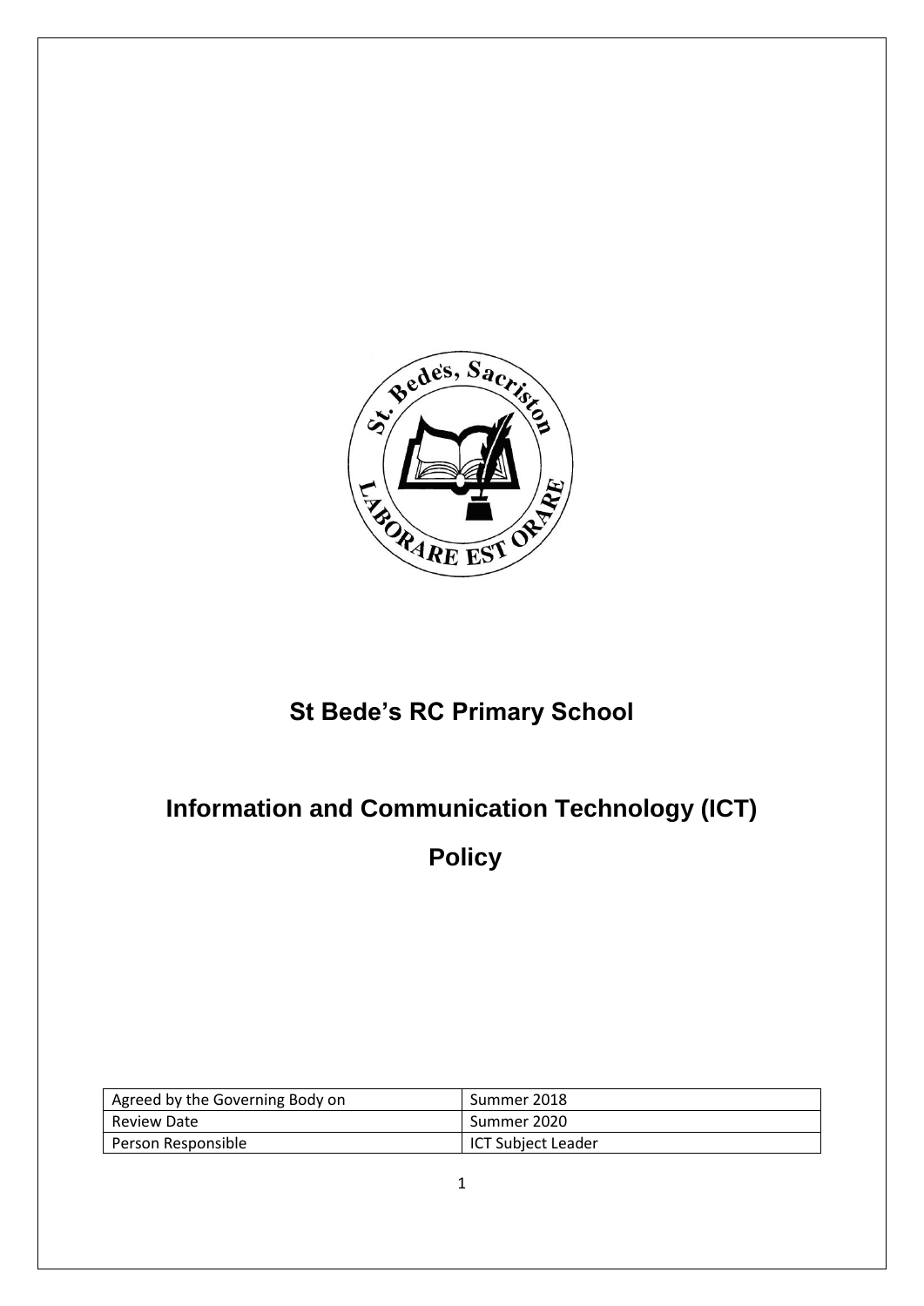# St Bede's RC Primary School

# Information and Communication Technology (ICT) Policy

| Agreed by the Governing Body on | Summer 2018 |
| --- | --- |
| Review Date | Summer 2020 |
| Person Responsible | ICT Subject Leader |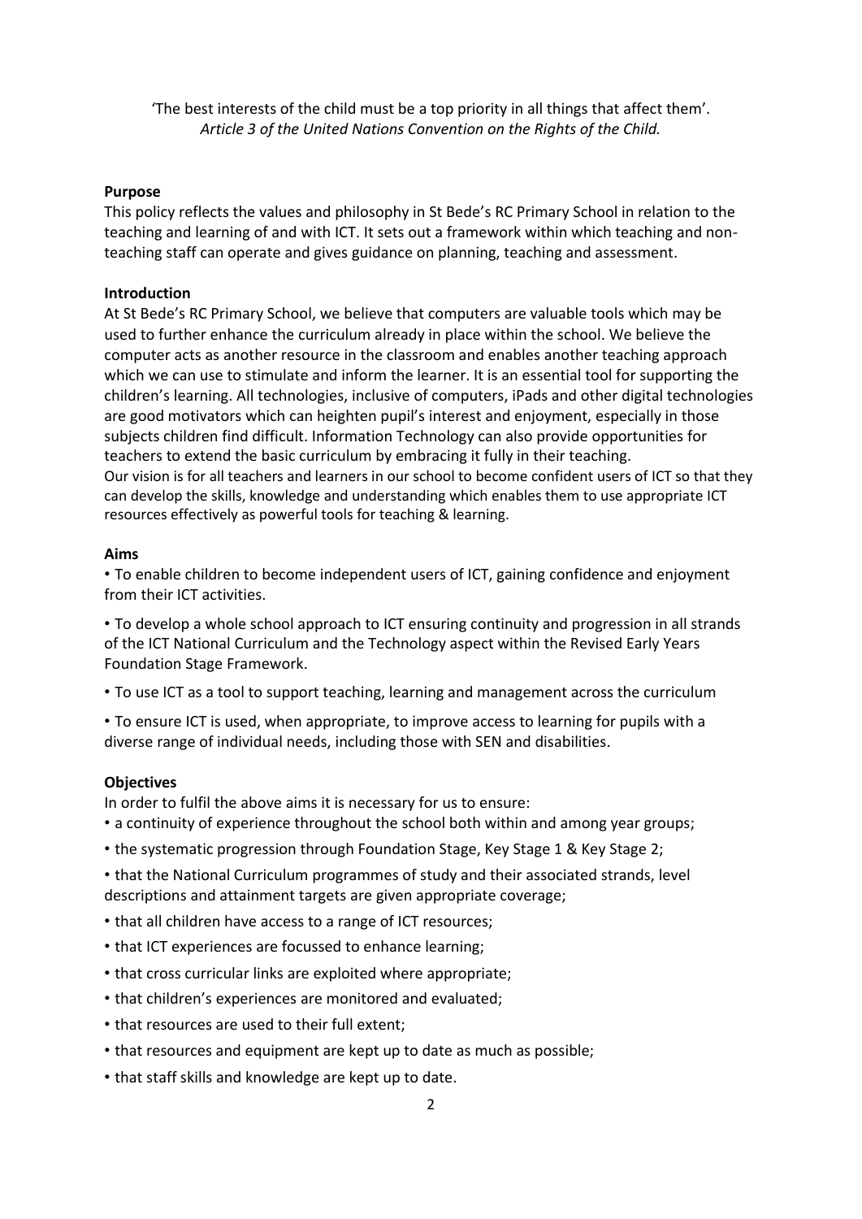'The best interests of the child must be a top priority in all things that affect them'.
*Article 3 of the United Nations Convention on the Rights of the Child.*

**Purpose**

This policy reflects the values and philosophy in St Bede's RC Primary School in relation to the teaching and learning of and with ICT. It sets out a framework within which teaching and non-teaching staff can operate and gives guidance on planning, teaching and assessment.

**Introduction**

At St Bede's RC Primary School, we believe that computers are valuable tools which may be used to further enhance the curriculum already in place within the school. We believe the computer acts as another resource in the classroom and enables another teaching approach which we can use to stimulate and inform the learner. It is an essential tool for supporting the children's learning. All technologies, inclusive of computers, iPads and other digital technologies are good motivators which can heighten pupil's interest and enjoyment, especially in those subjects children find difficult. Information Technology can also provide opportunities for teachers to extend the basic curriculum by embracing it fully in their teaching.
Our vision is for all teachers and learners in our school to become confident users of ICT so that they can develop the skills, knowledge and understanding which enables them to use appropriate ICT resources effectively as powerful tools for teaching & learning.

**Aims**

• To enable children to become independent users of ICT, gaining confidence and enjoyment from their ICT activities.

• To develop a whole school approach to ICT ensuring continuity and progression in all strands of the ICT National Curriculum and the Technology aspect within the Revised Early Years Foundation Stage Framework.

• To use ICT as a tool to support teaching, learning and management across the curriculum

• To ensure ICT is used, when appropriate, to improve access to learning for pupils with a diverse range of individual needs, including those with SEN and disabilities.

**Objectives**

In order to fulfil the above aims it is necessary for us to ensure:

• a continuity of experience throughout the school both within and among year groups;

• the systematic progression through Foundation Stage, Key Stage 1 & Key Stage 2;

• that the National Curriculum programmes of study and their associated strands, level descriptions and attainment targets are given appropriate coverage;

• that all children have access to a range of ICT resources;

• that ICT experiences are focussed to enhance learning;

• that cross curricular links are exploited where appropriate;

• that children's experiences are monitored and evaluated;

• that resources are used to their full extent;

• that resources and equipment are kept up to date as much as possible;

• that staff skills and knowledge are kept up to date.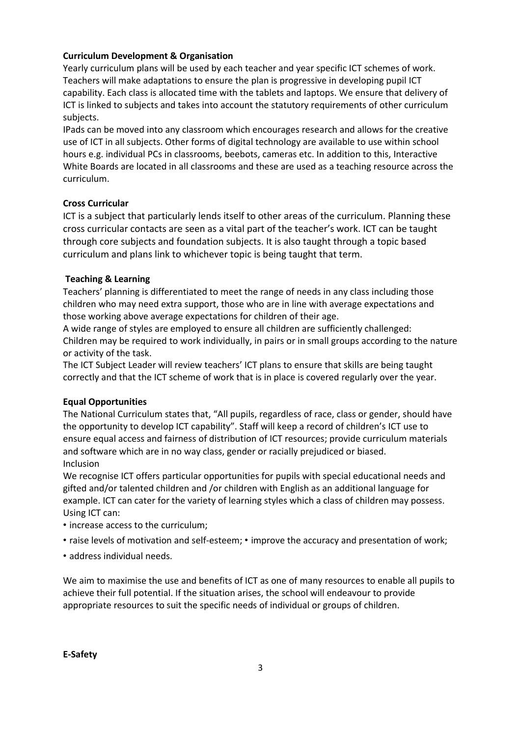**Curriculum Development & Organisation**

Yearly curriculum plans will be used by each teacher and year specific ICT schemes of work. Teachers will make adaptations to ensure the plan is progressive in developing pupil ICT capability. Each class is allocated time with the tablets and laptops. We ensure that delivery of ICT is linked to subjects and takes into account the statutory requirements of other curriculum subjects.

IPads can be moved into any classroom which encourages research and allows for the creative use of ICT in all subjects. Other forms of digital technology are available to use within school hours e.g. individual PCs in classrooms, beebots, cameras etc. In addition to this, Interactive White Boards are located in all classrooms and these are used as a teaching resource across the curriculum.

**Cross Curricular**

ICT is a subject that particularly lends itself to other areas of the curriculum. Planning these cross curricular contacts are seen as a vital part of the teacher's work. ICT can be taught through core subjects and foundation subjects. It is also taught through a topic based curriculum and plans link to whichever topic is being taught that term.

**Teaching & Learning**

Teachers' planning is differentiated to meet the range of needs in any class including those children who may need extra support, those who are in line with average expectations and those working above average expectations for children of their age.

A wide range of styles are employed to ensure all children are sufficiently challenged: Children may be required to work individually, in pairs or in small groups according to the nature or activity of the task.

The ICT Subject Leader will review teachers' ICT plans to ensure that skills are being taught correctly and that the ICT scheme of work that is in place is covered regularly over the year.

**Equal Opportunities**

The National Curriculum states that, "All pupils, regardless of race, class or gender, should have the opportunity to develop ICT capability". Staff will keep a record of children's ICT use to ensure equal access and fairness of distribution of ICT resources; provide curriculum materials and software which are in no way class, gender or racially prejudiced or biased.

Inclusion

We recognise ICT offers particular opportunities for pupils with special educational needs and gifted and/or talented children and /or children with English as an additional language for example. ICT can cater for the variety of learning styles which a class of children may possess. Using ICT can:

- increase access to the curriculum;
- raise levels of motivation and self-esteem; • improve the accuracy and presentation of work;
- address individual needs.

We aim to maximise the use and benefits of ICT as one of many resources to enable all pupils to achieve their full potential. If the situation arises, the school will endeavour to provide appropriate resources to suit the specific needs of individual or groups of children.

**E-Safety**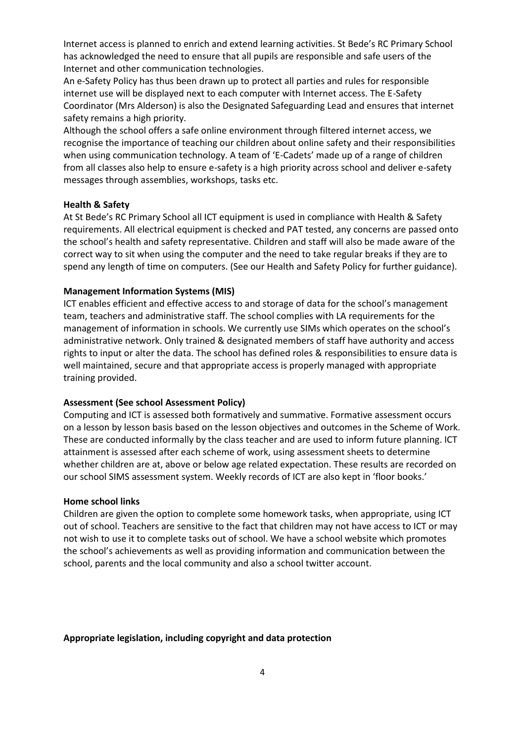Internet access is planned to enrich and extend learning activities. St Bede's RC Primary School has acknowledged the need to ensure that all pupils are responsible and safe users of the Internet and other communication technologies.

An e-Safety Policy has thus been drawn up to protect all parties and rules for responsible internet use will be displayed next to each computer with Internet access. The E-Safety Coordinator (Mrs Alderson) is also the Designated Safeguarding Lead and ensures that internet safety remains a high priority.

Although the school offers a safe online environment through filtered internet access, we recognise the importance of teaching our children about online safety and their responsibilities when using communication technology. A team of 'E-Cadets' made up of a range of children from all classes also help to ensure e-safety is a high priority across school and deliver e-safety messages through assemblies, workshops, tasks etc.

**Health & Safety**

At St Bede's RC Primary School all ICT equipment is used in compliance with Health & Safety requirements. All electrical equipment is checked and PAT tested, any concerns are passed onto the school's health and safety representative. Children and staff will also be made aware of the correct way to sit when using the computer and the need to take regular breaks if they are to spend any length of time on computers. (See our Health and Safety Policy for further guidance).

**Management Information Systems (MIS)**

ICT enables efficient and effective access to and storage of data for the school's management team, teachers and administrative staff. The school complies with LA requirements for the management of information in schools. We currently use SIMs which operates on the school's administrative network. Only trained & designated members of staff have authority and access rights to input or alter the data. The school has defined roles & responsibilities to ensure data is well maintained, secure and that appropriate access is properly managed with appropriate training provided.

**Assessment (See school Assessment Policy)**

Computing and ICT is assessed both formatively and summative. Formative assessment occurs on a lesson by lesson basis based on the lesson objectives and outcomes in the Scheme of Work. These are conducted informally by the class teacher and are used to inform future planning. ICT attainment is assessed after each scheme of work, using assessment sheets to determine whether children are at, above or below age related expectation. These results are recorded on our school SIMS assessment system. Weekly records of ICT are also kept in 'floor books.'

**Home school links**

Children are given the option to complete some homework tasks, when appropriate, using ICT out of school. Teachers are sensitive to the fact that children may not have access to ICT or may not wish to use it to complete tasks out of school. We have a school website which promotes the school's achievements as well as providing information and communication between the school, parents and the local community and also a school twitter account.

**Appropriate legislation, including copyright and data protection**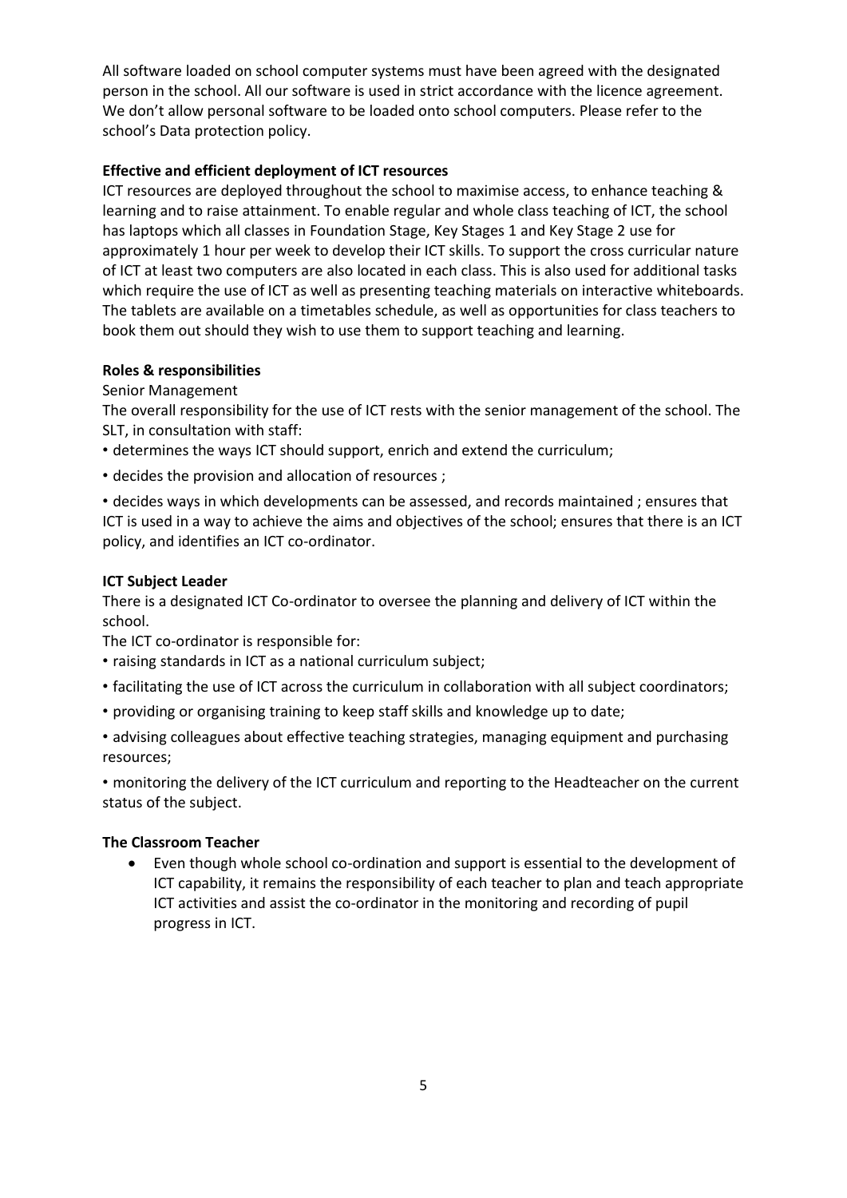All software loaded on school computer systems must have been agreed with the designated person in the school. All our software is used in strict accordance with the licence agreement. We don't allow personal software to be loaded onto school computers. Please refer to the school's Data protection policy.

**Effective and efficient deployment of ICT resources**

ICT resources are deployed throughout the school to maximise access, to enhance teaching & learning and to raise attainment. To enable regular and whole class teaching of ICT, the school has laptops which all classes in Foundation Stage, Key Stages 1 and Key Stage 2 use for approximately 1 hour per week to develop their ICT skills. To support the cross curricular nature of ICT at least two computers are also located in each class. This is also used for additional tasks which require the use of ICT as well as presenting teaching materials on interactive whiteboards. The tablets are available on a timetables schedule, as well as opportunities for class teachers to book them out should they wish to use them to support teaching and learning.

**Roles & responsibilities**

Senior Management

The overall responsibility for the use of ICT rests with the senior management of the school. The SLT, in consultation with staff:

• determines the ways ICT should support, enrich and extend the curriculum;

• decides the provision and allocation of resources ;

• decides ways in which developments can be assessed, and records maintained ; ensures that ICT is used in a way to achieve the aims and objectives of the school; ensures that there is an ICT policy, and identifies an ICT co-ordinator.

**ICT Subject Leader**

There is a designated ICT Co-ordinator to oversee the planning and delivery of ICT within the school.

The ICT co-ordinator is responsible for:

• raising standards in ICT as a national curriculum subject;

• facilitating the use of ICT across the curriculum in collaboration with all subject coordinators;

• providing or organising training to keep staff skills and knowledge up to date;

• advising colleagues about effective teaching strategies, managing equipment and purchasing resources;

• monitoring the delivery of the ICT curriculum and reporting to the Headteacher on the current status of the subject.

**The Classroom Teacher**

- Even though whole school co-ordination and support is essential to the development of ICT capability, it remains the responsibility of each teacher to plan and teach appropriate ICT activities and assist the co-ordinator in the monitoring and recording of pupil progress in ICT.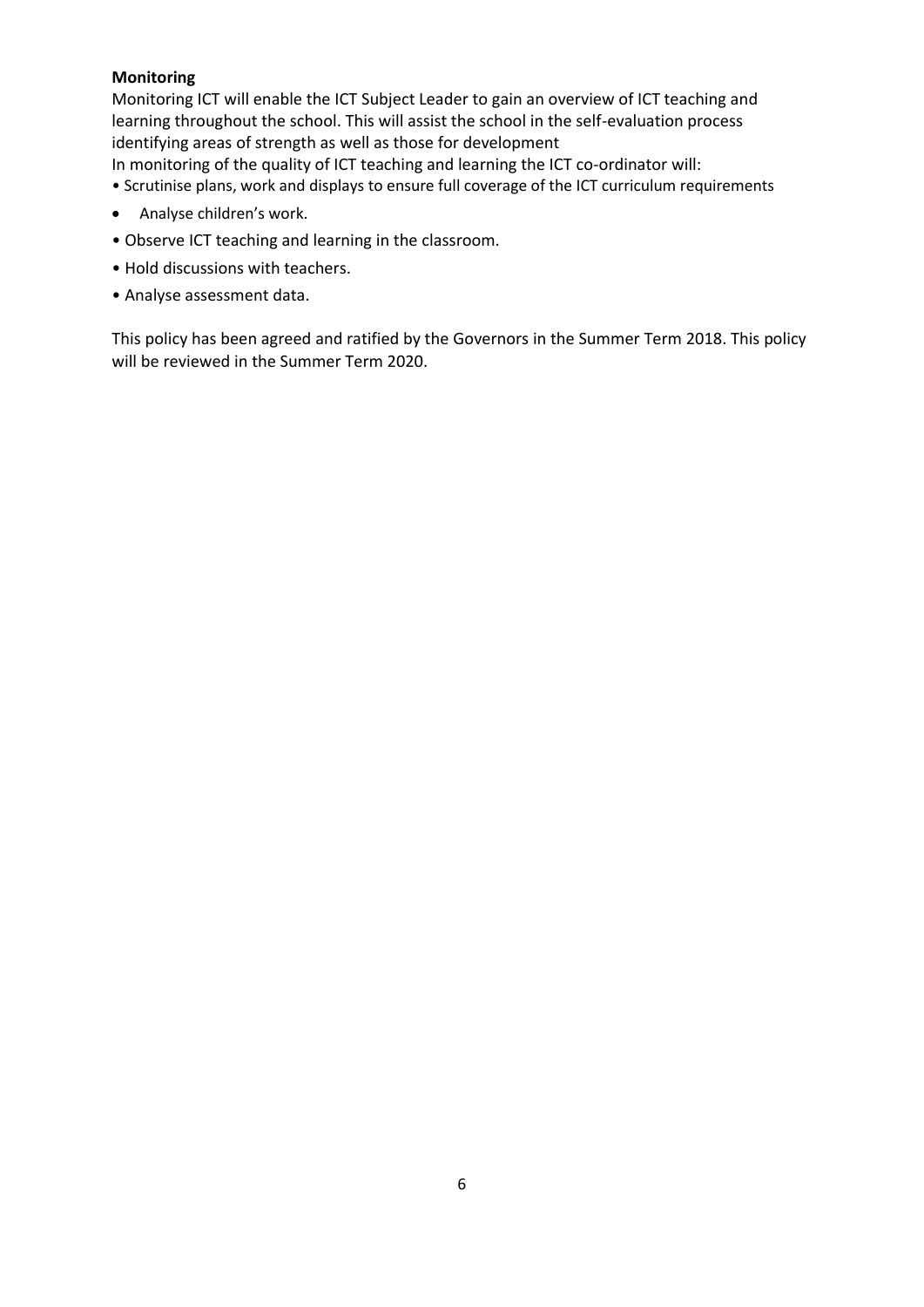**Monitoring**

Monitoring ICT will enable the ICT Subject Leader to gain an overview of ICT teaching and learning throughout the school. This will assist the school in the self-evaluation process identifying areas of strength as well as those for development

In monitoring of the quality of ICT teaching and learning the ICT co-ordinator will:

- Scrutinise plans, work and displays to ensure full coverage of the ICT curriculum requirements
- Analyse children's work.
- Observe ICT teaching and learning in the classroom.
- Hold discussions with teachers.
- Analyse assessment data.

This policy has been agreed and ratified by the Governors in the Summer Term 2018. This policy will be reviewed in the Summer Term 2020.